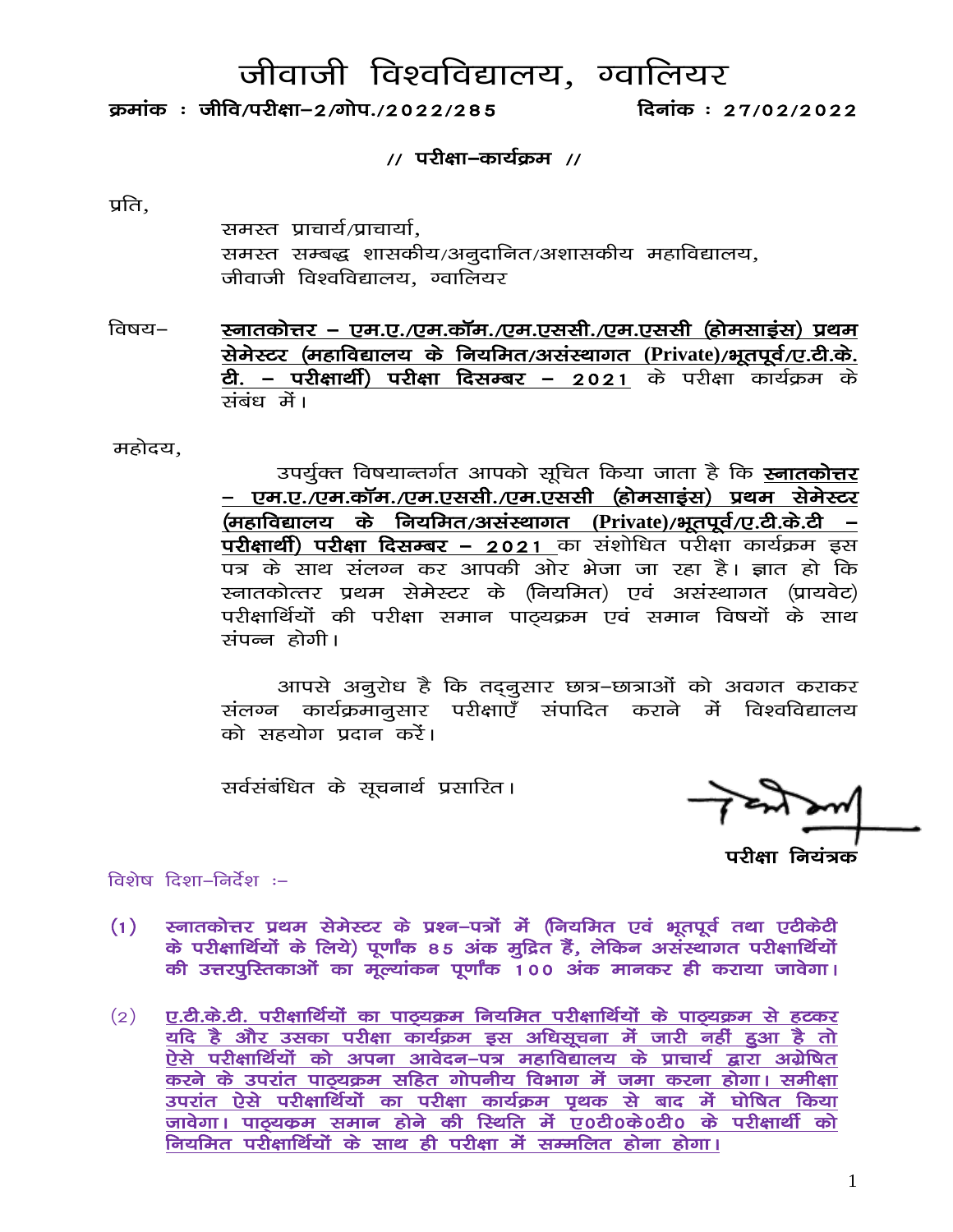# जीवाजी विश्वविद्यालय, ग्वालियर

**क्रमांक : जीवि/परीक्षा–2/गोप./2022/285** **दिनांक : 27/02/2022**

**// परीक्षा–कार्यक्रम //**

प्रति,

समस्त प्राचार्य/प्राचार्या,
समस्त सम्बद्ध शासकीय/अनुदानित/अशासकीय महाविद्यालय,
जीवाजी विश्वविद्यालय, ग्वालियर

विषय– **स्नातकोत्तर – एम.ए./एम.कॉम./एम.एससी./एम.एससी (होमसाइंस) प्रथम सेमेस्टर (महाविद्यालय के नियमित/असंस्थागत (Private)/भूतपूर्व/ए.टी.के.टी. – परीक्षार्थी) परीक्षा दिसम्बर – 2021** के परीक्षा कार्यक्रम के संबंध में।

महोदय,

उपर्युक्त विषयान्तर्गत आपको सूचित किया जाता है कि **स्नातकोत्तर – एम.ए./एम.कॉम./एम.एससी./एम.एससी (होमसाइंस) प्रथम सेमेस्टर (महाविद्यालय के नियमित/असंस्थागत (Private)/भूतपूर्व/ए.टी.के.टी – परीक्षार्थी) परीक्षा दिसम्बर – 2021** का संशोधित परीक्षा कार्यक्रम इस पत्र के साथ संलग्न कर आपकी ओर भेजा जा रहा है। ज्ञात हो कि स्नातकोत्तर प्रथम सेमेस्टर के (नियमित) एवं असंस्थागत (प्रायवेट) परीक्षार्थियों की परीक्षा समान पाठ्यक्रम एवं समान विषयों के साथ संपन्न होगी।

आपसे अनुरोध है कि तद्नुसार छात्र–छात्राओं को अवगत कराकर संलग्न कार्यक्रमानुसार परीक्षाएँ संपादित कराने में विश्वविद्यालय को सहयोग प्रदान करें।

सर्वसंबंधित के सूचनार्थ प्रसारित।

**परीक्षा नियंत्रक**

विशेष दिशा–निर्देश :–

(1) **स्नातकोत्तर प्रथम सेमेस्टर के प्रश्न–पत्रों में (नियमित एवं भूतपूर्व तथा एटीकेटी के परीक्षार्थियों के लिये) पूर्णांक 85 अंक मुद्रित हैं, लेकिन असंस्थागत परीक्षार्थियों की उत्तरपुस्तिकाओं का मूल्यांकन पूर्णांक 100 अंक मानकर ही कराया जावेगा।**

(2) **ए.टी.के.टी. परीक्षार्थियों का पाठ्यक्रम नियमित परीक्षार्थियों के पाठ्यक्रम से हटकर यदि है और उसका परीक्षा कार्यक्रम इस अधिसूचना में जारी नहीं हुआ है तो ऐसे परीक्षार्थियों को अपना आवेदन–पत्र महाविद्यालय के प्राचार्य द्वारा अग्रेषित करने के उपरांत पाठ्यक्रम सहित गोपनीय विभाग में जमा करना होगा। समीक्षा उपरांत ऐसे परीक्षार्थियों का परीक्षा कार्यक्रम पृथक से बाद में घोषित किया जावेगा। पाठ्यकम समान होने की स्थिति में ए0टी0के0टी0 के परीक्षार्थी को नियमित परीक्षार्थियों के साथ ही परीक्षा में सम्मिलित होना होगा।**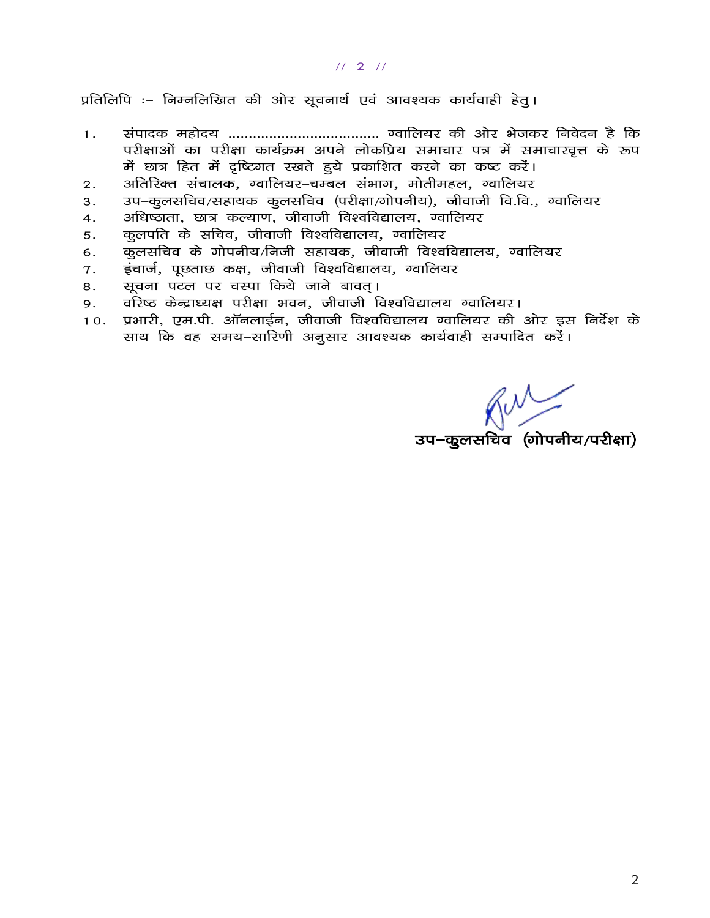प्रतिलिपि :– निम्नलिखित की ओर सूचनार्थ एवं आवश्यक कार्यवाही हेतु।

1. संपादक महोदय .................................... ग्वालियर की ओर भेजकर निवेदन है कि परीक्षाओं का परीक्षा कार्यक्रम अपने लोकप्रिय समाचार पत्र में समाचारवृत्त के रूप में छात्र हित में दृष्टिगत रखते हुये प्रकाशित करने का कष्ट करें।
2. अतिरिक्त संचालक, ग्वालियर–चम्बल संभाग, मोतीमहल, ग्वालियर
3. उप–कुलसचिव/सहायक कुलसचिव (परीक्षा/गोपनीय), जीवाजी वि.वि., ग्वालियर
4. अधिष्ठाता, छात्र कल्याण, जीवाजी विश्वविद्यालय, ग्वालियर
5. कुलपति के सचिव, जीवाजी विश्वविद्यालय, ग्वालियर
6. कुलसचिव के गोपनीय/निजी सहायक, जीवाजी विश्वविद्यालय, ग्वालियर
7. इंचार्ज, पूछताछ कक्ष, जीवाजी विश्वविद्यालय, ग्वालियर
8. सूचना पटल पर चस्पा किये जाने बावत्।
9. वरिष्ठ केन्द्राध्यक्ष परीक्षा भवन, जीवाजी विश्वविद्यालय ग्वालियर।
10. प्रभारी, एम.पी. ऑनलाईन, जीवाजी विश्वविद्यालय ग्वालियर की ओर इस निर्देश के साथ कि वह समय–सारिणी अनुसार आवश्यक कार्यवाही सम्पादित करें।

**उप–कुलसचिव (गोपनीय/परीक्षा)**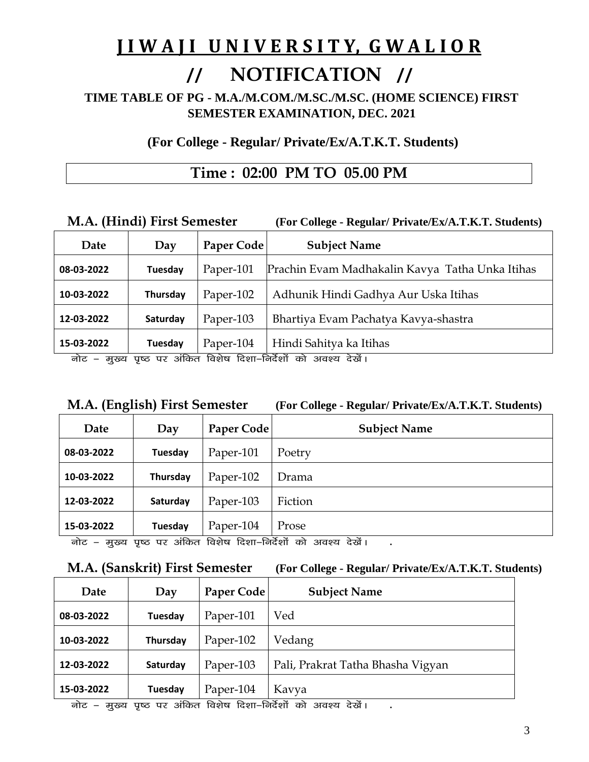# JIWAJI UNIVERSITY, GWALIOR

## // NOTIFICATION //

**TIME TABLE OF PG - M.A./M.COM./M.SC./M.SC. (HOME SCIENCE) FIRST SEMESTER EXAMINATION, DEC. 2021**

**(For College - Regular/ Private/Ex/A.T.K.T. Students)**

**Time : 02:00 PM TO 05.00 PM**

**M.A. (Hindi) First Semester** **(For College - Regular/ Private/Ex/A.T.K.T. Students)**

| Date | Day | Paper Code | Subject Name |
|---|---|---|---|
| 08-03-2022 | Tuesday | Paper-101 | Prachin Evam Madhakalin Kavya Tatha Unka Itihas |
| 10-03-2022 | Thursday | Paper-102 | Adhunik Hindi Gadhya Aur Uska Itihas |
| 12-03-2022 | Saturday | Paper-103 | Bhartiya Evam Pachatya Kavya-shastra |
| 15-03-2022 | Tuesday | Paper-104 | Hindi Sahitya ka Itihas |

नोट – मुख्य पृष्ठ पर अंकित विशेष दिशा–निर्देशों को अवश्य देखें।

**M.A. (English) First Semester** **(For College - Regular/ Private/Ex/A.T.K.T. Students)**

| Date | Day | Paper Code | Subject Name |
|---|---|---|---|
| 08-03-2022 | Tuesday | Paper-101 | Poetry |
| 10-03-2022 | Thursday | Paper-102 | Drama |
| 12-03-2022 | Saturday | Paper-103 | Fiction |
| 15-03-2022 | Tuesday | Paper-104 | Prose |

नोट – मुख्य पृष्ठ पर अंकित विशेष दिशा–निर्देशों को अवश्य देखें।

**M.A. (Sanskrit) First Semester** **(For College - Regular/ Private/Ex/A.T.K.T. Students)**

| Date | Day | Paper Code | Subject Name |
|---|---|---|---|
| 08-03-2022 | Tuesday | Paper-101 | Ved |
| 10-03-2022 | Thursday | Paper-102 | Vedang |
| 12-03-2022 | Saturday | Paper-103 | Pali, Prakrat Tatha Bhasha Vigyan |
| 15-03-2022 | Tuesday | Paper-104 | Kavya |

नोट – मुख्य पृष्ठ पर अंकित विशेष दिशा–निर्देशों को अवश्य देखें।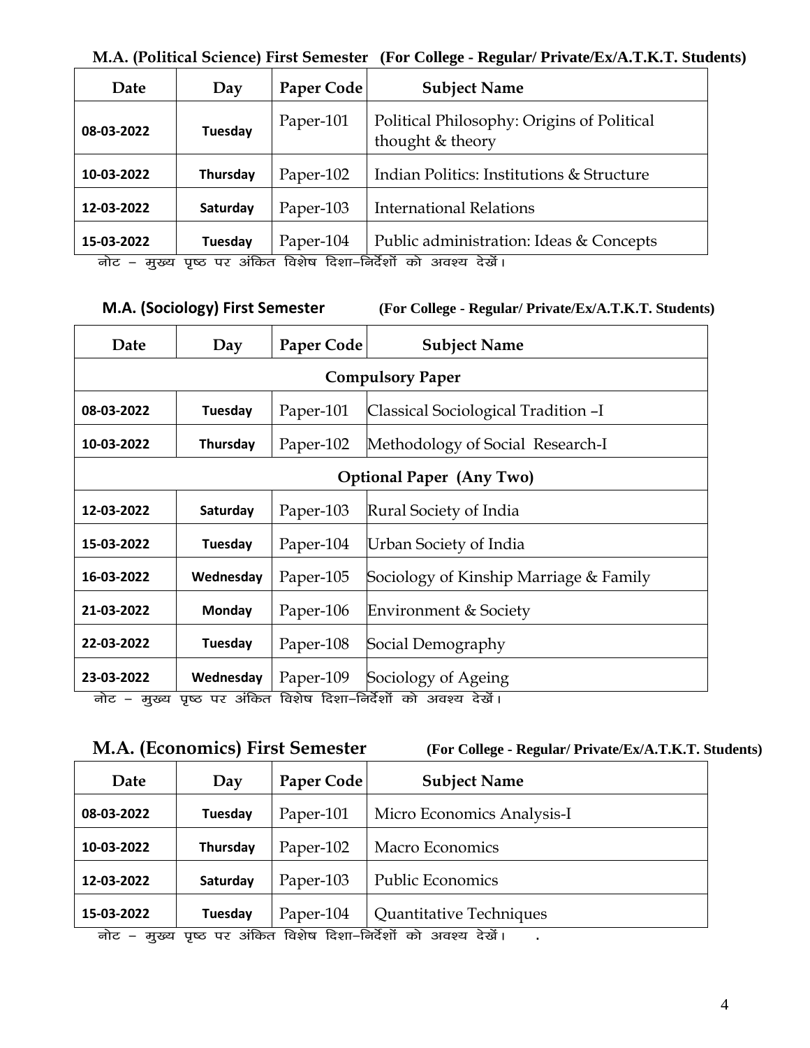**M.A. (Political Science) First Semester (For College - Regular/ Private/Ex/A.T.K.T. Students)**

| Date | Day | Paper Code | Subject Name |
|---|---|---|---|
| 08-03-2022 | Tuesday | Paper-101 | Political Philosophy: Origins of Political thought & theory |
| 10-03-2022 | Thursday | Paper-102 | Indian Politics: Institutions & Structure |
| 12-03-2022 | Saturday | Paper-103 | International Relations |
| 15-03-2022 | Tuesday | Paper-104 | Public administration: Ideas & Concepts |

नोट – मुख्य पृष्ठ पर अंकित विशेष दिशा–निर्देशों को अवश्य देखें।

**M.A. (Sociology) First Semester (For College - Regular/ Private/Ex/A.T.K.T. Students)**

| Date | Day | Paper Code | Subject Name |
|---|---|---|---|
| **Compulsory Paper** | | | |
| 08-03-2022 | Tuesday | Paper-101 | Classical Sociological Tradition –I |
| 10-03-2022 | Thursday | Paper-102 | Methodology of Social Research-I |
| **Optional Paper (Any Two)** | | | |
| 12-03-2022 | Saturday | Paper-103 | Rural Society of India |
| 15-03-2022 | Tuesday | Paper-104 | Urban Society of India |
| 16-03-2022 | Wednesday | Paper-105 | Sociology of Kinship Marriage & Family |
| 21-03-2022 | Monday | Paper-106 | Environment & Society |
| 22-03-2022 | Tuesday | Paper-108 | Social Demography |
| 23-03-2022 | Wednesday | Paper-109 | Sociology of Ageing |

नोट – मुख्य पृष्ठ पर अंकित विशेष दिशा–निर्देशों को अवश्य देखें।

**M.A. (Economics) First Semester (For College - Regular/ Private/Ex/A.T.K.T. Students)**

| Date | Day | Paper Code | Subject Name |
|---|---|---|---|
| 08-03-2022 | Tuesday | Paper-101 | Micro Economics Analysis-I |
| 10-03-2022 | Thursday | Paper-102 | Macro Economics |
| 12-03-2022 | Saturday | Paper-103 | Public Economics |
| 15-03-2022 | Tuesday | Paper-104 | Quantitative Techniques |

नोट – मुख्य पृष्ठ पर अंकित विशेष दिशा–निर्देशों को अवश्य देखें।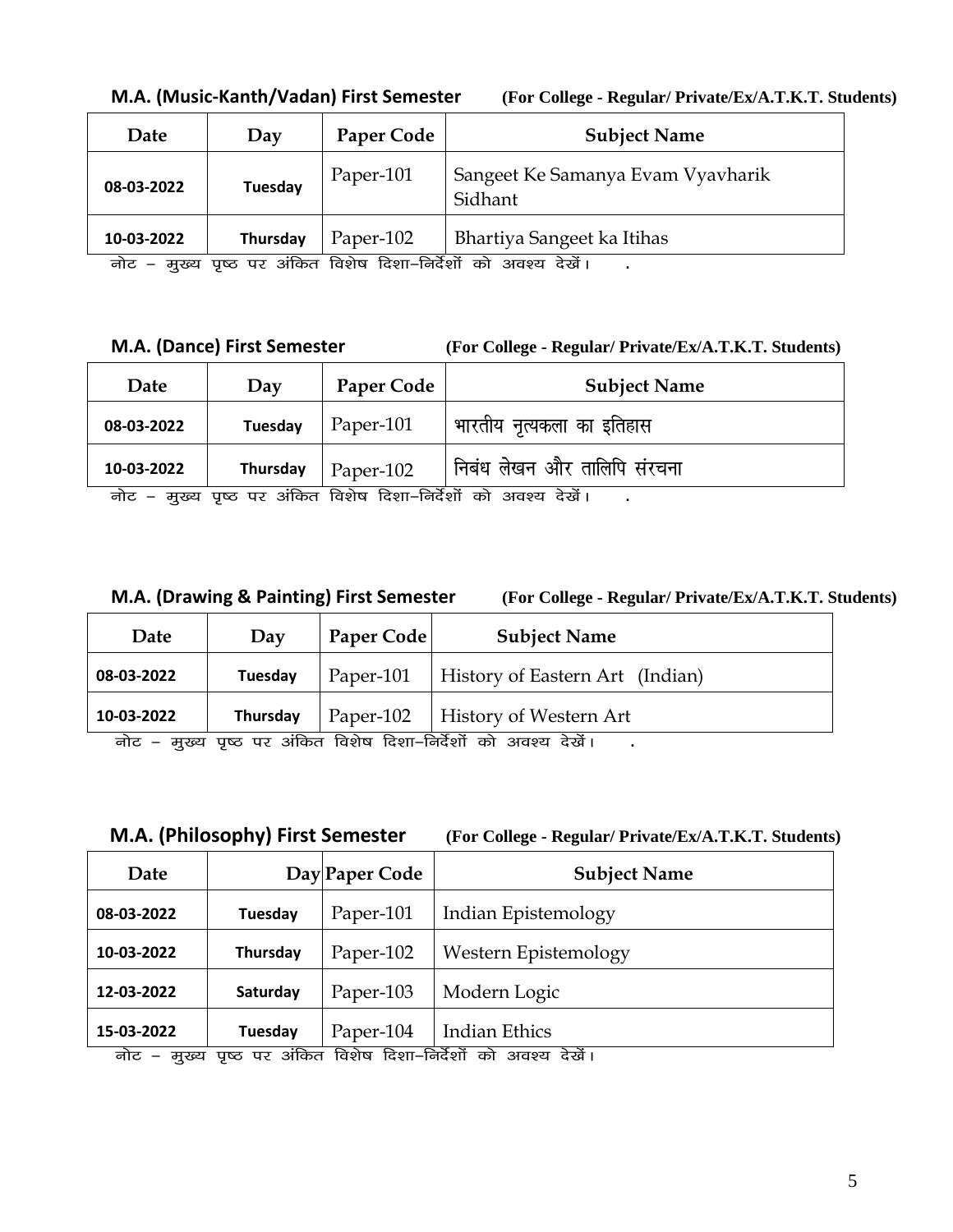**M.A. (Music-Kanth/Vadan) First Semester** **(For College - Regular/ Private/Ex/A.T.K.T. Students)**

| Date | Day | Paper Code | Subject Name |
|---|---|---|---|
| 08-03-2022 | Tuesday | Paper-101 | Sangeet Ke Samanya Evam Vyavharik Sidhant |
| 10-03-2022 | Thursday | Paper-102 | Bhartiya Sangeet ka Itihas |

नोट – मुख्य पृष्ठ पर अंकित विशेष दिशा–निर्देशों को अवश्य देखें। .

**M.A. (Dance) First Semester** **(For College - Regular/ Private/Ex/A.T.K.T. Students)**

| Date | Day | Paper Code | Subject Name |
|---|---|---|---|
| 08-03-2022 | Tuesday | Paper-101 | भारतीय नृत्यकला का इतिहास |
| 10-03-2022 | Thursday | Paper-102 | निबंध लेखन और तालिपि संरचना |

नोट – मुख्य पृष्ठ पर अंकित विशेष दिशा–निर्देशों को अवश्य देखें। .

**M.A. (Drawing & Painting) First Semester** **(For College - Regular/ Private/Ex/A.T.K.T. Students)**

| Date | Day | Paper Code | Subject Name |
|---|---|---|---|
| 08-03-2022 | Tuesday | Paper-101 | History of Eastern Art (Indian) |
| 10-03-2022 | Thursday | Paper-102 | History of Western Art |

नोट – मुख्य पृष्ठ पर अंकित विशेष दिशा–निर्देशों को अवश्य देखें। .

**M.A. (Philosophy) First Semester** **(For College - Regular/ Private/Ex/A.T.K.T. Students)**

| Date | Day | Paper Code | Subject Name |
|---|---|---|---|
| 08-03-2022 | Tuesday | Paper-101 | Indian Epistemology |
| 10-03-2022 | Thursday | Paper-102 | Western Epistemology |
| 12-03-2022 | Saturday | Paper-103 | Modern Logic |
| 15-03-2022 | Tuesday | Paper-104 | Indian Ethics |

नोट – मुख्य पृष्ठ पर अंकित विशेष दिशा–निर्देशों को अवश्य देखें।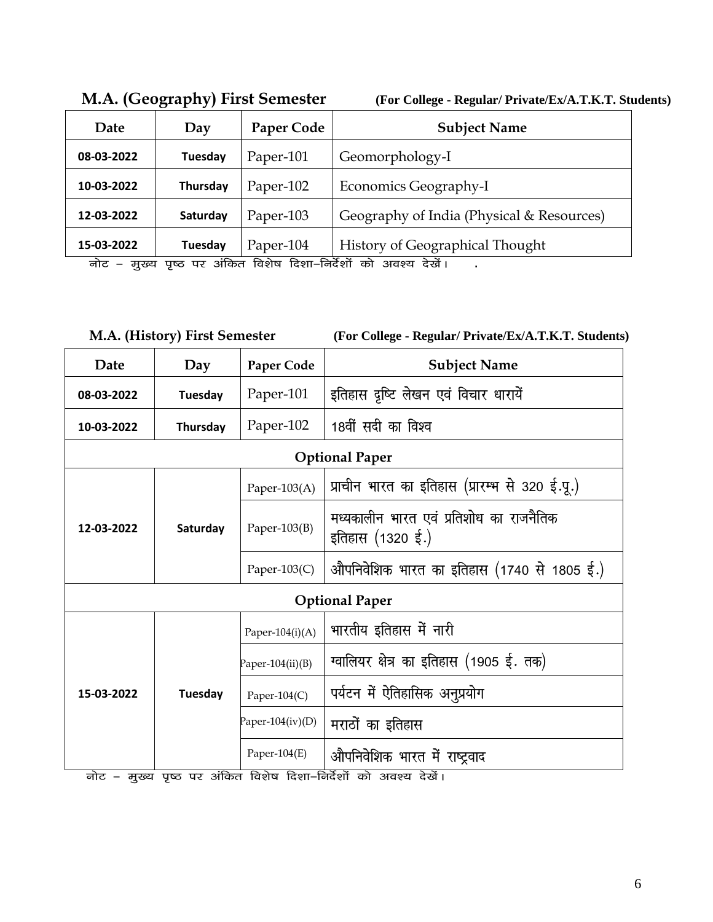## M.A. (Geography) First Semester

**(For College - Regular/ Private/Ex/A.T.K.T. Students)**

| Date | Day | Paper Code | Subject Name |
|---|---|---|---|
| 08-03-2022 | Tuesday | Paper-101 | Geomorphology-I |
| 10-03-2022 | Thursday | Paper-102 | Economics Geography-I |
| 12-03-2022 | Saturday | Paper-103 | Geography of India (Physical & Resources) |
| 15-03-2022 | Tuesday | Paper-104 | History of Geographical Thought |

नोट – मुख्य पृष्ठ पर अंकित विशेष दिशा–निर्देशों को अवश्य देखें।

## M.A. (History) First Semester

**(For College - Regular/ Private/Ex/A.T.K.T. Students)**

| Date | Day | Paper Code | Subject Name |
|---|---|---|---|
| 08-03-2022 | Tuesday | Paper-101 | इतिहास दृष्टि लेखन एवं विचार धारायें |
| 10-03-2022 | Thursday | Paper-102 | 18वीं सदी का विश्व |
| **Optional Paper** | | | |
| 12-03-2022 | Saturday | Paper-103(A) | प्राचीन भारत का इतिहास (प्रारम्भ से 320 ई.पू.) |
| | | Paper-103(B) | मध्यकालीन भारत एवं प्रतिशोध का राजनैतिक इतिहास (1320 ई.) |
| | | Paper-103(C) | औपनिवेशिक भारत का इतिहास (1740 से 1805 ई.) |
| **Optional Paper** | | | |
| 15-03-2022 | Tuesday | Paper-104(i)(A) | भारतीय इतिहास में नारी |
| | | Paper-104(ii)(B) | ग्वालियर क्षेत्र का इतिहास (1905 ई. तक) |
| | | Paper-104(C) | पर्यटन में ऐतिहासिक अनुप्रयोग |
| | | Paper-104(iv)(D) | मराठों का इतिहास |
| | | Paper-104(E) | औपनिवेशिक भारत में राष्ट्रवाद |

नोट – मुख्य पृष्ठ पर अंकित विशेष दिशा–निर्देशों को अवश्य देखें।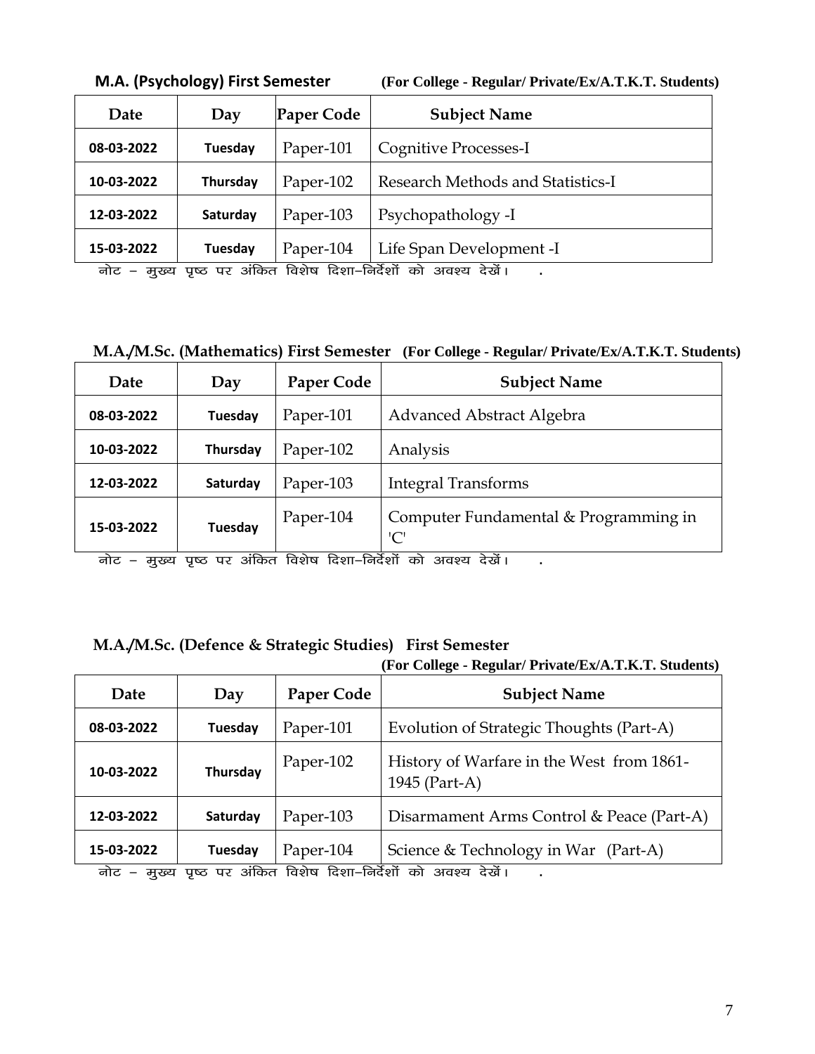**M.A. (Psychology) First Semester** **(For College - Regular/ Private/Ex/A.T.K.T. Students)**

| Date | Day | Paper Code | Subject Name |
|---|---|---|---|
| 08-03-2022 | Tuesday | Paper-101 | Cognitive Processes-I |
| 10-03-2022 | Thursday | Paper-102 | Research Methods and Statistics-I |
| 12-03-2022 | Saturday | Paper-103 | Psychopathology -I |
| 15-03-2022 | Tuesday | Paper-104 | Life Span Development -I |

नोट – मुख्य पृष्ठ पर अंकित विशेष दिशा–निर्देशों को अवश्य देखें। .

**M.A./M.Sc. (Mathematics) First Semester** **(For College - Regular/ Private/Ex/A.T.K.T. Students)**

| Date | Day | Paper Code | Subject Name |
|---|---|---|---|
| 08-03-2022 | Tuesday | Paper-101 | Advanced Abstract Algebra |
| 10-03-2022 | Thursday | Paper-102 | Analysis |
| 12-03-2022 | Saturday | Paper-103 | Integral Transforms |
| 15-03-2022 | Tuesday | Paper-104 | Computer Fundamental & Programming in 'C' |

नोट – मुख्य पृष्ठ पर अंकित विशेष दिशा–निर्देशों को अवश्य देखें। .

**M.A./M.Sc. (Defence & Strategic Studies) First Semester**
**(For College - Regular/ Private/Ex/A.T.K.T. Students)**

| Date | Day | Paper Code | Subject Name |
|---|---|---|---|
| 08-03-2022 | Tuesday | Paper-101 | Evolution of Strategic Thoughts (Part-A) |
| 10-03-2022 | Thursday | Paper-102 | History of Warfare in the West from 1861-1945 (Part-A) |
| 12-03-2022 | Saturday | Paper-103 | Disarmament Arms Control & Peace (Part-A) |
| 15-03-2022 | Tuesday | Paper-104 | Science & Technology in War (Part-A) |

नोट – मुख्य पृष्ठ पर अंकित विशेष दिशा–निर्देशों को अवश्य देखें। .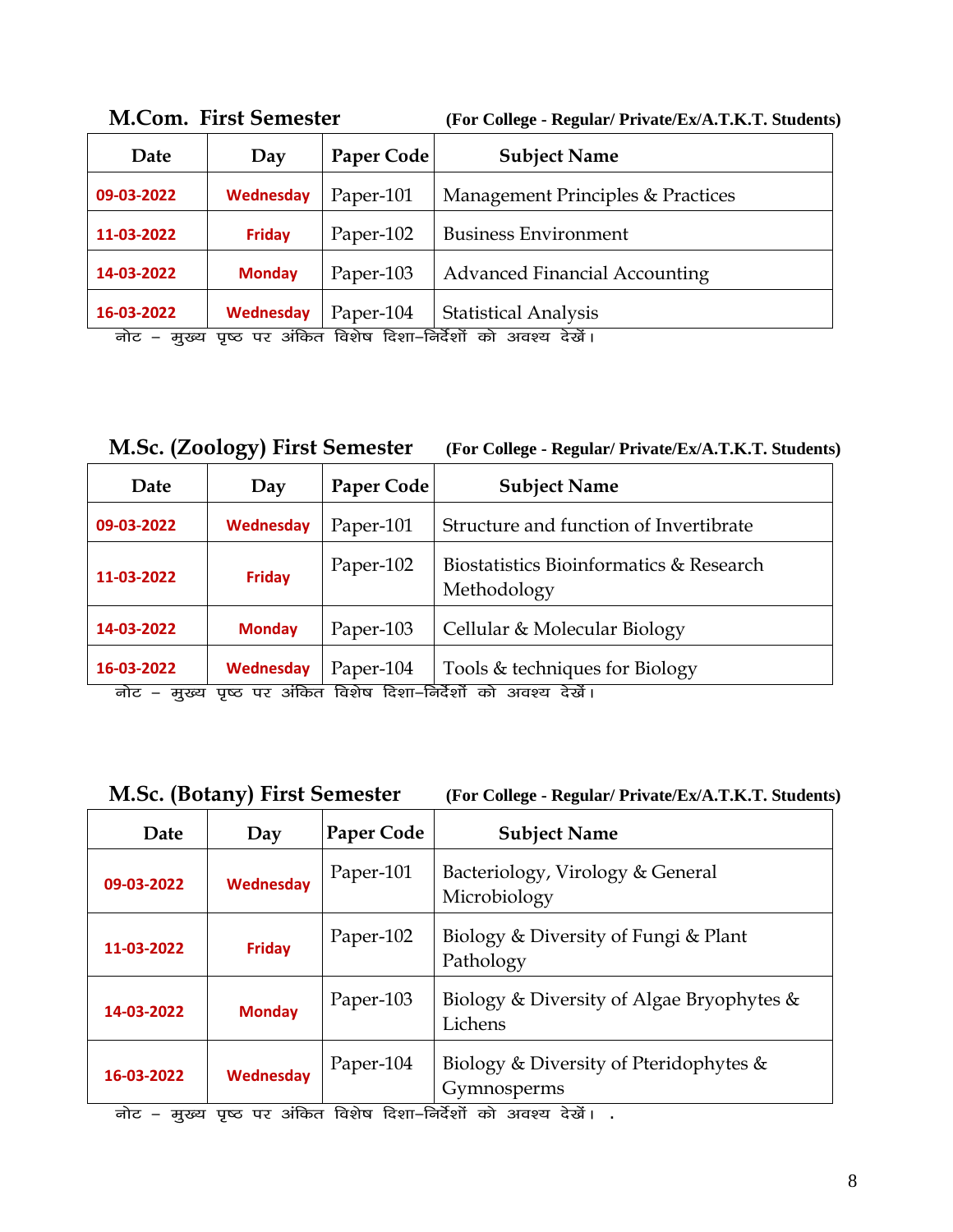## M.Com. First Semester

**(For College - Regular/ Private/Ex/A.T.K.T. Students)**

| Date | Day | Paper Code | Subject Name |
|---|---|---|---|
| 09-03-2022 | Wednesday | Paper-101 | Management Principles & Practices |
| 11-03-2022 | Friday | Paper-102 | Business Environment |
| 14-03-2022 | Monday | Paper-103 | Advanced Financial Accounting |
| 16-03-2022 | Wednesday | Paper-104 | Statistical Analysis |

नोट – मुख्य पृष्ठ पर अंकित विशेष दिशा–निर्देशों को अवश्य देखें।

## M.Sc. (Zoology) First Semester

**(For College - Regular/ Private/Ex/A.T.K.T. Students)**

| Date | Day | Paper Code | Subject Name |
|---|---|---|---|
| 09-03-2022 | Wednesday | Paper-101 | Structure and function of Invertibrate |
| 11-03-2022 | Friday | Paper-102 | Biostatistics Bioinformatics & Research Methodology |
| 14-03-2022 | Monday | Paper-103 | Cellular & Molecular Biology |
| 16-03-2022 | Wednesday | Paper-104 | Tools & techniques for Biology |

नोट – मुख्य पृष्ठ पर अंकित विशेष दिशा–निर्देशों को अवश्य देखें।

## M.Sc. (Botany) First Semester

**(For College - Regular/ Private/Ex/A.T.K.T. Students)**

| Date | Day | Paper Code | Subject Name |
|---|---|---|---|
| 09-03-2022 | Wednesday | Paper-101 | Bacteriology, Virology & General Microbiology |
| 11-03-2022 | Friday | Paper-102 | Biology & Diversity of Fungi & Plant Pathology |
| 14-03-2022 | Monday | Paper-103 | Biology & Diversity of Algae Bryophytes & Lichens |
| 16-03-2022 | Wednesday | Paper-104 | Biology & Diversity of Pteridophytes & Gymnosperms |

नोट – मुख्य पृष्ठ पर अंकित विशेष दिशा–निर्देशों को अवश्य देखें। .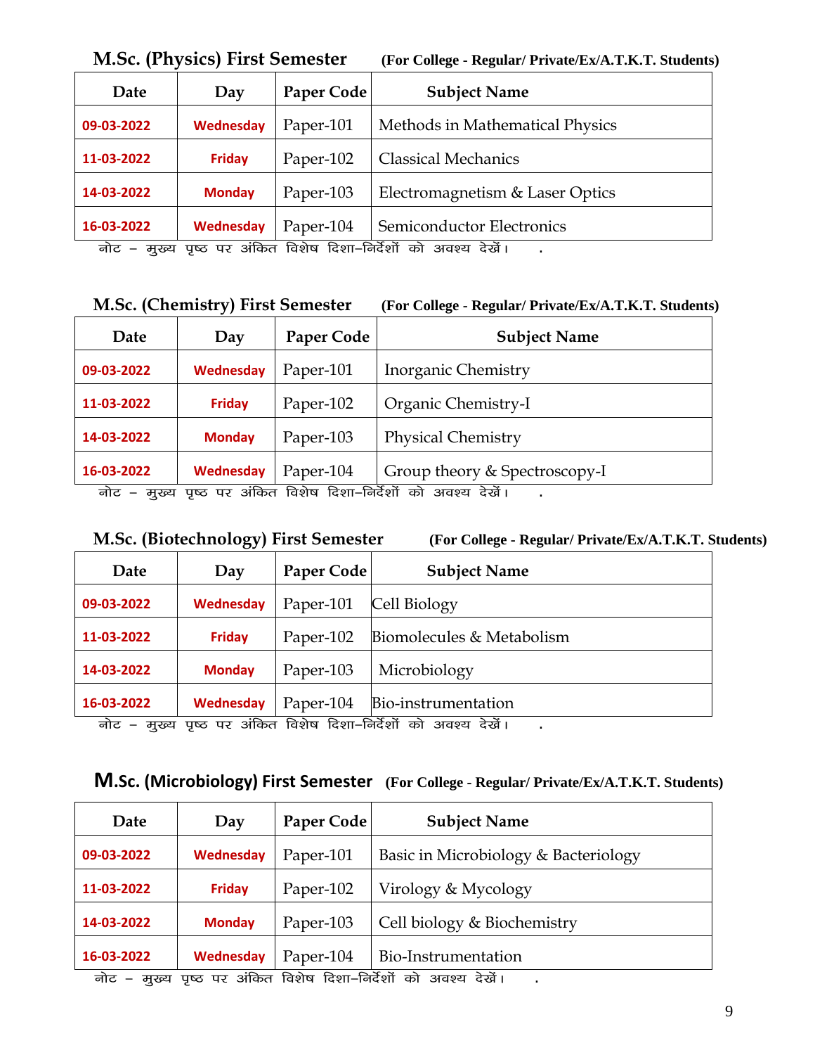## M.Sc. (Physics) First Semester (For College - Regular/ Private/Ex/A.T.K.T. Students)

| Date | Day | Paper Code | Subject Name |
|---|---|---|---|
| 09-03-2022 | Wednesday | Paper-101 | Methods in Mathematical Physics |
| 11-03-2022 | Friday | Paper-102 | Classical Mechanics |
| 14-03-2022 | Monday | Paper-103 | Electromagnetism & Laser Optics |
| 16-03-2022 | Wednesday | Paper-104 | Semiconductor Electronics |

नोट – मुख्य पृष्ठ पर अंकित विशेष दिशा–निर्देशों को अवश्य देखें।

## M.Sc. (Chemistry) First Semester (For College - Regular/ Private/Ex/A.T.K.T. Students)

| Date | Day | Paper Code | Subject Name |
|---|---|---|---|
| 09-03-2022 | Wednesday | Paper-101 | Inorganic Chemistry |
| 11-03-2022 | Friday | Paper-102 | Organic Chemistry-I |
| 14-03-2022 | Monday | Paper-103 | Physical Chemistry |
| 16-03-2022 | Wednesday | Paper-104 | Group theory & Spectroscopy-I |

नोट – मुख्य पृष्ठ पर अंकित विशेष दिशा–निर्देशों को अवश्य देखें।

## M.Sc. (Biotechnology) First Semester (For College - Regular/ Private/Ex/A.T.K.T. Students)

| Date | Day | Paper Code | Subject Name |
|---|---|---|---|
| 09-03-2022 | Wednesday | Paper-101 | Cell Biology |
| 11-03-2022 | Friday | Paper-102 | Biomolecules & Metabolism |
| 14-03-2022 | Monday | Paper-103 | Microbiology |
| 16-03-2022 | Wednesday | Paper-104 | Bio-instrumentation |

नोट – मुख्य पृष्ठ पर अंकित विशेष दिशा–निर्देशों को अवश्य देखें।

## M.Sc. (Microbiology) First Semester (For College - Regular/ Private/Ex/A.T.K.T. Students)

| Date | Day | Paper Code | Subject Name |
|---|---|---|---|
| 09-03-2022 | Wednesday | Paper-101 | Basic in Microbiology & Bacteriology |
| 11-03-2022 | Friday | Paper-102 | Virology & Mycology |
| 14-03-2022 | Monday | Paper-103 | Cell biology & Biochemistry |
| 16-03-2022 | Wednesday | Paper-104 | Bio-Instrumentation |

नोट – मुख्य पृष्ठ पर अंकित विशेष दिशा–निर्देशों को अवश्य देखें।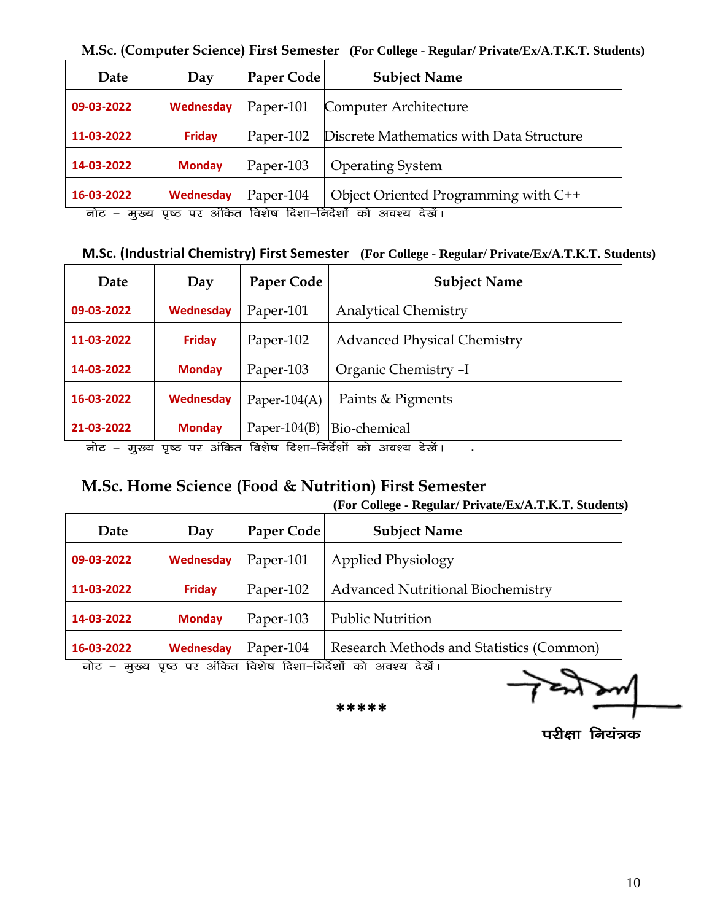**M.Sc. (Computer Science) First Semester** **(For College - Regular/ Private/Ex/A.T.K.T. Students)**

| Date | Day | Paper Code | Subject Name |
|---|---|---|---|
| 09-03-2022 | Wednesday | Paper-101 | Computer Architecture |
| 11-03-2022 | Friday | Paper-102 | Discrete Mathematics with Data Structure |
| 14-03-2022 | Monday | Paper-103 | Operating System |
| 16-03-2022 | Wednesday | Paper-104 | Object Oriented Programming with C++ |

नोट – मुख्य पृष्ठ पर अंकित विशेष दिशा–निर्देशों को अवश्य देखें।

**M.Sc. (Industrial Chemistry) First Semester** **(For College - Regular/ Private/Ex/A.T.K.T. Students)**

| Date | Day | Paper Code | Subject Name |
|---|---|---|---|
| 09-03-2022 | Wednesday | Paper-101 | Analytical Chemistry |
| 11-03-2022 | Friday | Paper-102 | Advanced Physical Chemistry |
| 14-03-2022 | Monday | Paper-103 | Organic Chemistry –I |
| 16-03-2022 | Wednesday | Paper-104(A) | Paints & Pigments |
| 21-03-2022 | Monday | Paper-104(B) | Bio-chemical |

नोट – मुख्य पृष्ठ पर अंकित विशेष दिशा–निर्देशों को अवश्य देखें।

**M.Sc. Home Science (Food & Nutrition) First Semester**

**(For College - Regular/ Private/Ex/A.T.K.T. Students)**

| Date | Day | Paper Code | Subject Name |
|---|---|---|---|
| 09-03-2022 | Wednesday | Paper-101 | Applied Physiology |
| 11-03-2022 | Friday | Paper-102 | Advanced Nutritional Biochemistry |
| 14-03-2022 | Monday | Paper-103 | Public Nutrition |
| 16-03-2022 | Wednesday | Paper-104 | Research Methods and Statistics (Common) |

नोट – मुख्य पृष्ठ पर अंकित विशेष दिशा–निर्देशों को अवश्य देखें।

*****

**परीक्षा नियंत्रक**